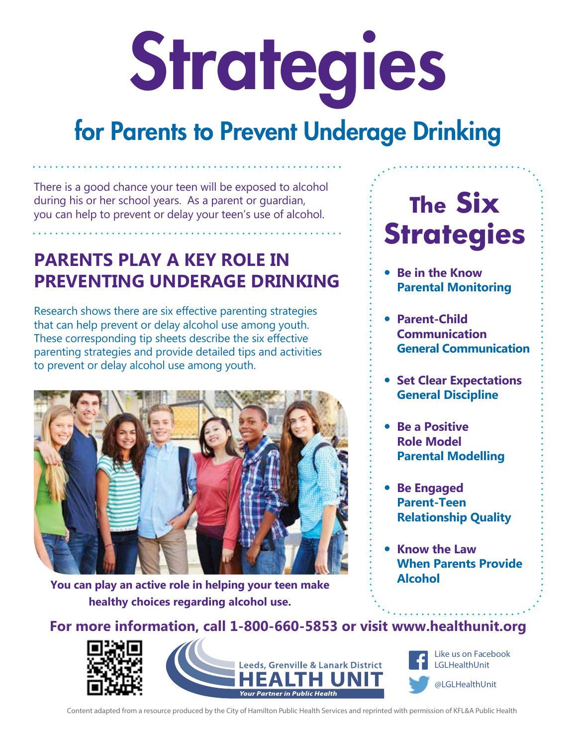# Strategies

## for Parents to Prevent Underage Drinking

There is a good chance your teen will be exposed to alcohol during his or her school years. As a parent or guardian, you can help to prevent or delay your teen's use of alcohol.

## PARENTS PLAY A KEY ROLE IN PREVENTING UNDERAGE DRINKING

Research shows there are six effective parenting strategies that can help prevent or delay alcohol use among youth. These corresponding tip sheets describe the six effective parenting strategies and provide detailed tips and activities to prevent or delay alcohol use among youth.

**You can play an active role in helping your teen make healthy choices regarding alcohol use.**

## The Six Strategies

- **Be in the Know**
  **Parental Monitoring**
- **Parent-Child Communication**
  **General Communication**
- **Set Clear Expectations**
  **General Discipline**
- **Be a Positive Role Model**
  **Parental Modelling**
- **Be Engaged**
  **Parent-Teen Relationship Quality**
- **Know the Law**
  **When Parents Provide Alcohol**

**For more information, call 1-800-660-5853 or visit www.healthunit.org**

Leeds, Grenville & Lanark District HEALTH UNIT
*Your Partner in Public Health*

Like us on Facebook LGLHealthUnit

@LGLHealthUnit

Content adapted from a resource produced by the City of Hamilton Public Health Services and reprinted with permission of KFL&A Public Health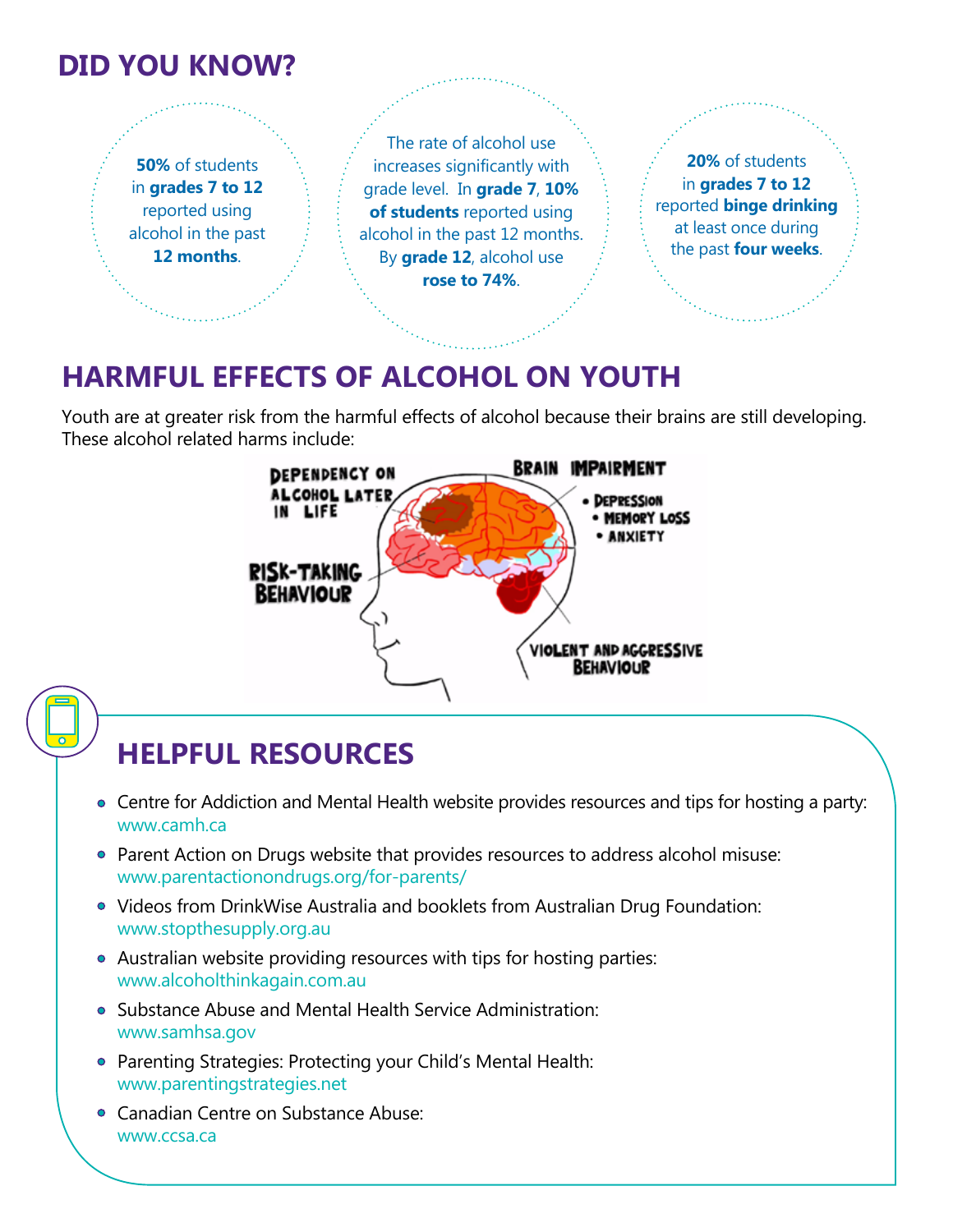## DID YOU KNOW?

**50%** of students in **grades 7 to 12** reported using alcohol in the past **12 months**.

The rate of alcohol use increases significantly with grade level. In **grade 7**, **10% of students** reported using alcohol in the past 12 months. By **grade 12**, alcohol use **rose to 74%**.

**20%** of students in **grades 7 to 12** reported **binge drinking** at least once during the past **four weeks**.

## HARMFUL EFFECTS OF ALCOHOL ON YOUTH

Youth are at greater risk from the harmful effects of alcohol because their brains are still developing. These alcohol related harms include:

DEPENDENCY ON ALCOHOL LATER IN LIFE

BRAIN IMPAIRMENT
- DEPRESSION
- MEMORY LOSS
- ANXIETY

RISK-TAKING BEHAVIOUR

VIOLENT AND AGGRESSIVE BEHAVIOUR

## HELPFUL RESOURCES

- Centre for Addiction and Mental Health website provides resources and tips for hosting a party: www.camh.ca
- Parent Action on Drugs website that provides resources to address alcohol misuse: www.parentactionondrugs.org/for-parents/
- Videos from DrinkWise Australia and booklets from Australian Drug Foundation: www.stopthesupply.org.au
- Australian website providing resources with tips for hosting parties: www.alcoholthinkagain.com.au
- Substance Abuse and Mental Health Service Administration: www.samhsa.gov
- Parenting Strategies: Protecting your Child's Mental Health: www.parentingstrategies.net
- Canadian Centre on Substance Abuse: www.ccsa.ca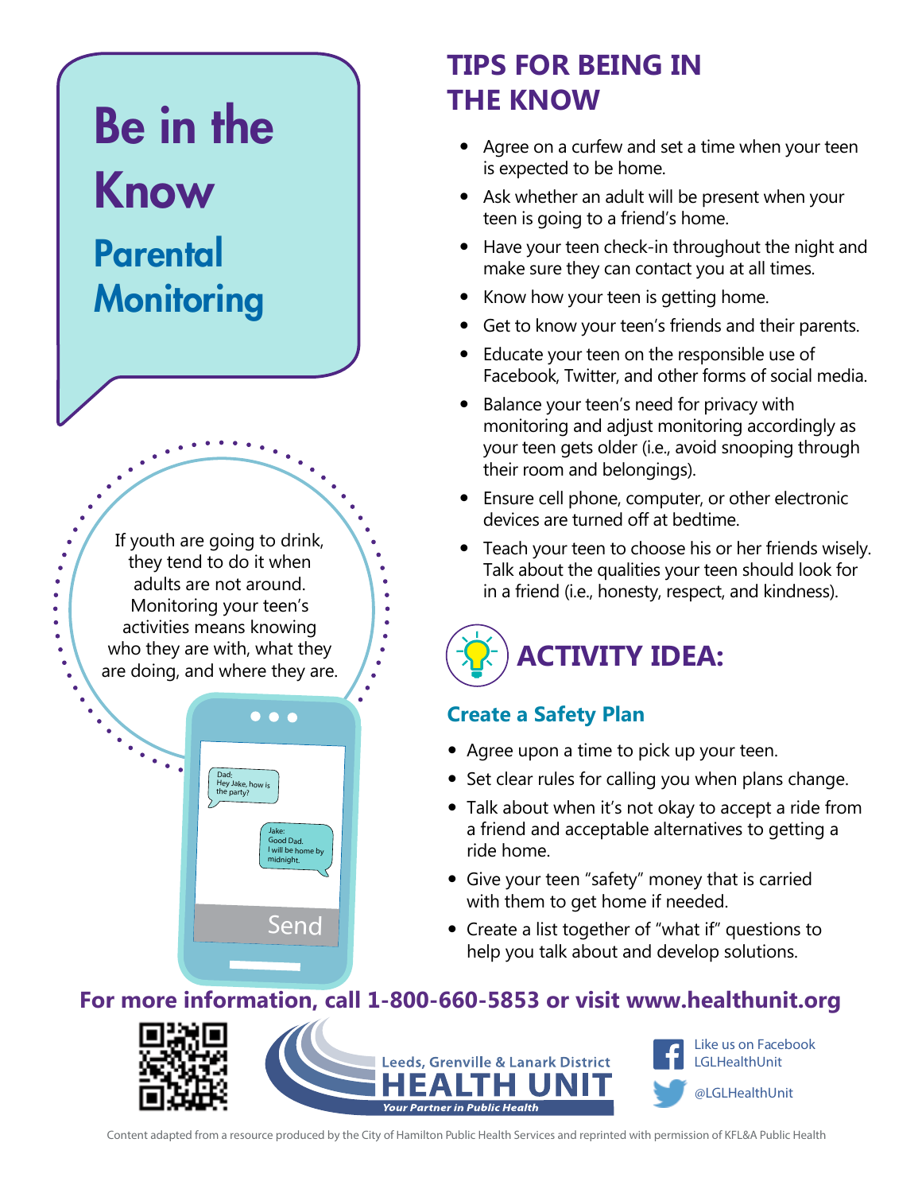# Be in the Know

## Parental Monitoring

If youth are going to drink, they tend to do it when adults are not around. Monitoring your teen's activities means knowing who they are with, what they are doing, and where they are.

Dad:
Hey Jake, how is the party?

Jake:
Good Dad.
I will be home by midnight.

Send

## TIPS FOR BEING IN THE KNOW

- Agree on a curfew and set a time when your teen is expected to be home.
- Ask whether an adult will be present when your teen is going to a friend's home.
- Have your teen check-in throughout the night and make sure they can contact you at all times.
- Know how your teen is getting home.
- Get to know your teen's friends and their parents.
- Educate your teen on the responsible use of Facebook, Twitter, and other forms of social media.
- Balance your teen's need for privacy with monitoring and adjust monitoring accordingly as your teen gets older (i.e., avoid snooping through their room and belongings).
- Ensure cell phone, computer, or other electronic devices are turned off at bedtime.
- Teach your teen to choose his or her friends wisely. Talk about the qualities your teen should look for in a friend (i.e., honesty, respect, and kindness).

## ACTIVITY IDEA:

### Create a Safety Plan

- Agree upon a time to pick up your teen.
- Set clear rules for calling you when plans change.
- Talk about when it's not okay to accept a ride from a friend and acceptable alternatives to getting a ride home.
- Give your teen "safety" money that is carried with them to get home if needed.
- Create a list together of "what if" questions to help you talk about and develop solutions.

**For more information, call 1-800-660-5853 or visit www.healthunit.org**

Leeds, Grenville & Lanark District HEALTH UNIT
*Your Partner in Public Health*

Like us on Facebook LGLHealthUnit

@LGLHealthUnit

Content adapted from a resource produced by the City of Hamilton Public Health Services and reprinted with permission of KFL&A Public Health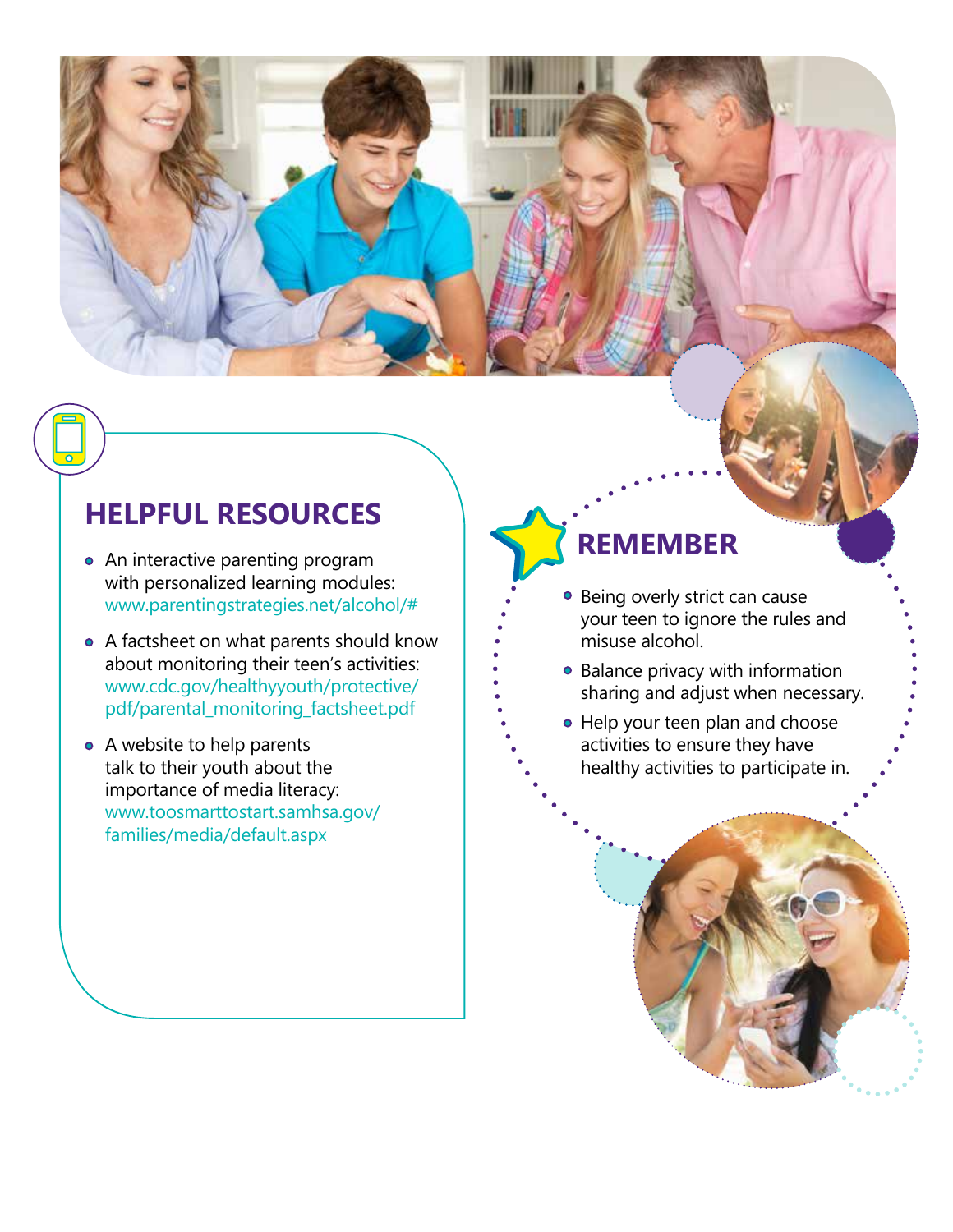## HELPFUL RESOURCES

- An interactive parenting program with personalized learning modules: www.parentingstrategies.net/alcohol/#
- A factsheet on what parents should know about monitoring their teen's activities: www.cdc.gov/healthyyouth/protective/pdf/parental_monitoring_factsheet.pdf
- A website to help parents talk to their youth about the importance of media literacy: www.toosmarttostart.samhsa.gov/families/media/default.aspx

## REMEMBER

- Being overly strict can cause your teen to ignore the rules and misuse alcohol.
- Balance privacy with information sharing and adjust when necessary.
- Help your teen plan and choose activities to ensure they have healthy activities to participate in.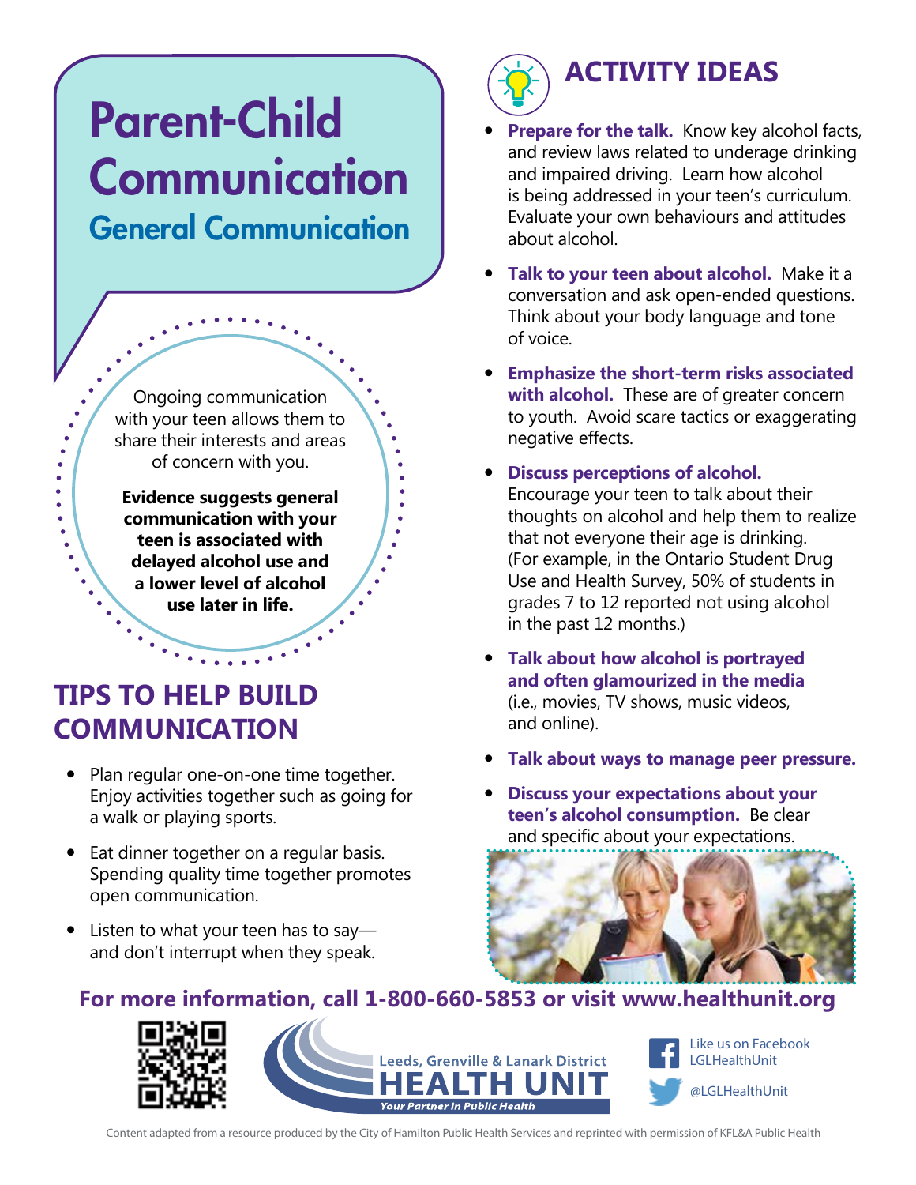# Parent-Child Communication

## General Communication

Ongoing communication with your teen allows them to share their interests and areas of concern with you.

**Evidence suggests general communication with your teen is associated with delayed alcohol use and a lower level of alcohol use later in life.**

## TIPS TO HELP BUILD COMMUNICATION

- Plan regular one-on-one time together. Enjoy activities together such as going for a walk or playing sports.
- Eat dinner together on a regular basis. Spending quality time together promotes open communication.
- Listen to what your teen has to say—and don't interrupt when they speak.

## ACTIVITY IDEAS

- **Prepare for the talk.** Know key alcohol facts, and review laws related to underage drinking and impaired driving. Learn how alcohol is being addressed in your teen's curriculum. Evaluate your own behaviours and attitudes about alcohol.
- **Talk to your teen about alcohol.** Make it a conversation and ask open-ended questions. Think about your body language and tone of voice.
- **Emphasize the short-term risks associated with alcohol.** These are of greater concern to youth. Avoid scare tactics or exaggerating negative effects.
- **Discuss perceptions of alcohol.** Encourage your teen to talk about their thoughts on alcohol and help them to realize that not everyone their age is drinking. (For example, in the Ontario Student Drug Use and Health Survey, 50% of students in grades 7 to 12 reported not using alcohol in the past 12 months.)
- **Talk about how alcohol is portrayed and often glamourized in the media** (i.e., movies, TV shows, music videos, and online).
- **Talk about ways to manage peer pressure.**
- **Discuss your expectations about your teen's alcohol consumption.** Be clear and specific about your expectations.

**For more information, call 1-800-660-5853 or visit www.healthunit.org**

Leeds, Grenville & Lanark District HEALTH UNIT — Your Partner in Public Health

Like us on Facebook LGLHealthUnit

@LGLHealthUnit

Content adapted from a resource produced by the City of Hamilton Public Health Services and reprinted with permission of KFL&A Public Health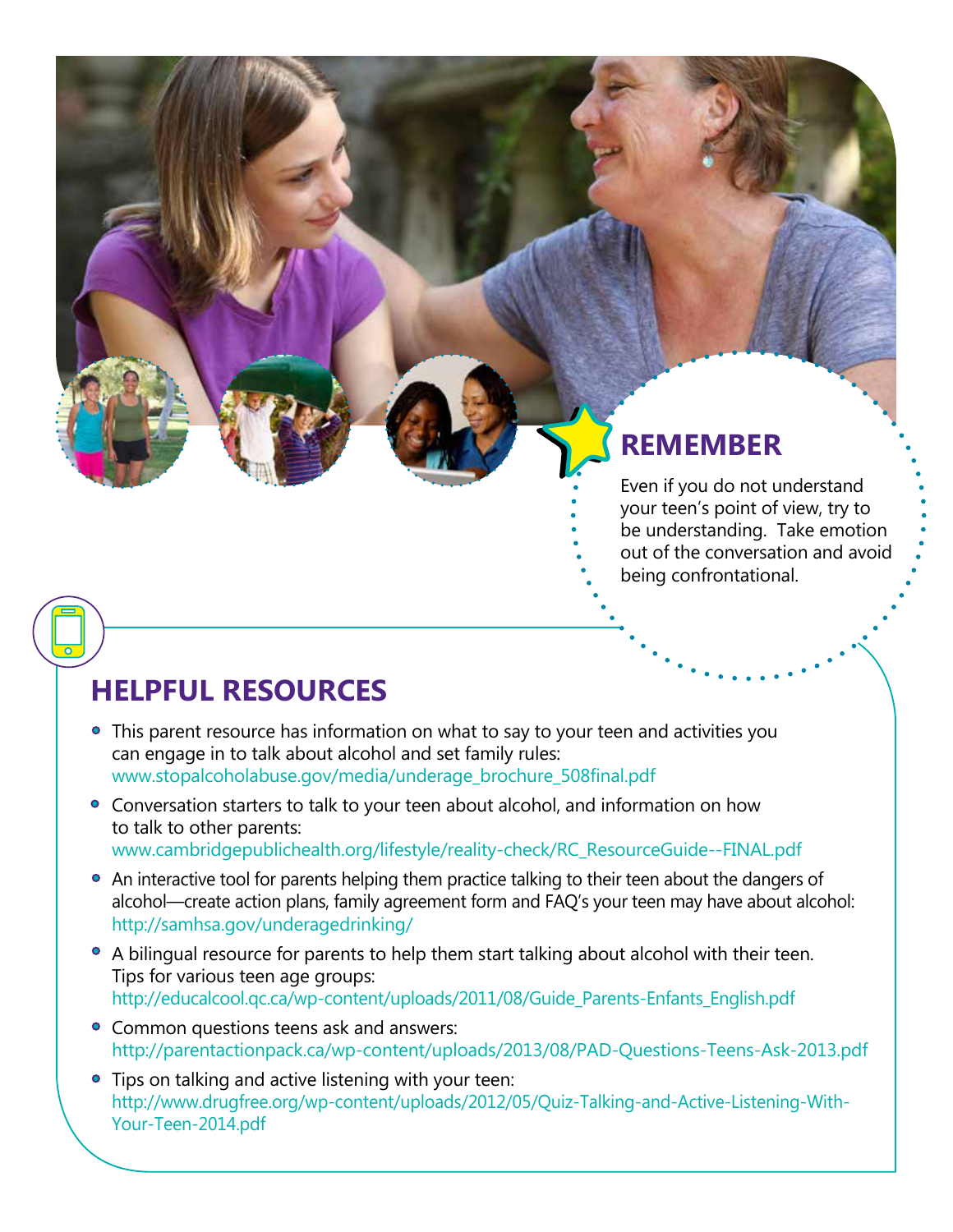## REMEMBER

Even if you do not understand your teen's point of view, try to be understanding. Take emotion out of the conversation and avoid being confrontational.

## HELPFUL RESOURCES

- This parent resource has information on what to say to your teen and activities you can engage in to talk about alcohol and set family rules: www.stopalcoholabuse.gov/media/underage_brochure_508final.pdf
- Conversation starters to talk to your teen about alcohol, and information on how to talk to other parents: www.cambridgepublichealth.org/lifestyle/reality-check/RC_ResourceGuide--FINAL.pdf
- An interactive tool for parents helping them practice talking to their teen about the dangers of alcohol—create action plans, family agreement form and FAQ's your teen may have about alcohol: http://samhsa.gov/underagedrinking/
- A bilingual resource for parents to help them start talking about alcohol with their teen. Tips for various teen age groups: http://educalcool.qc.ca/wp-content/uploads/2011/08/Guide_Parents-Enfants_English.pdf
- Common questions teens ask and answers: http://parentactionpack.ca/wp-content/uploads/2013/08/PAD-Questions-Teens-Ask-2013.pdf
- Tips on talking and active listening with your teen: http://www.drugfree.org/wp-content/uploads/2012/05/Quiz-Talking-and-Active-Listening-With-Your-Teen-2014.pdf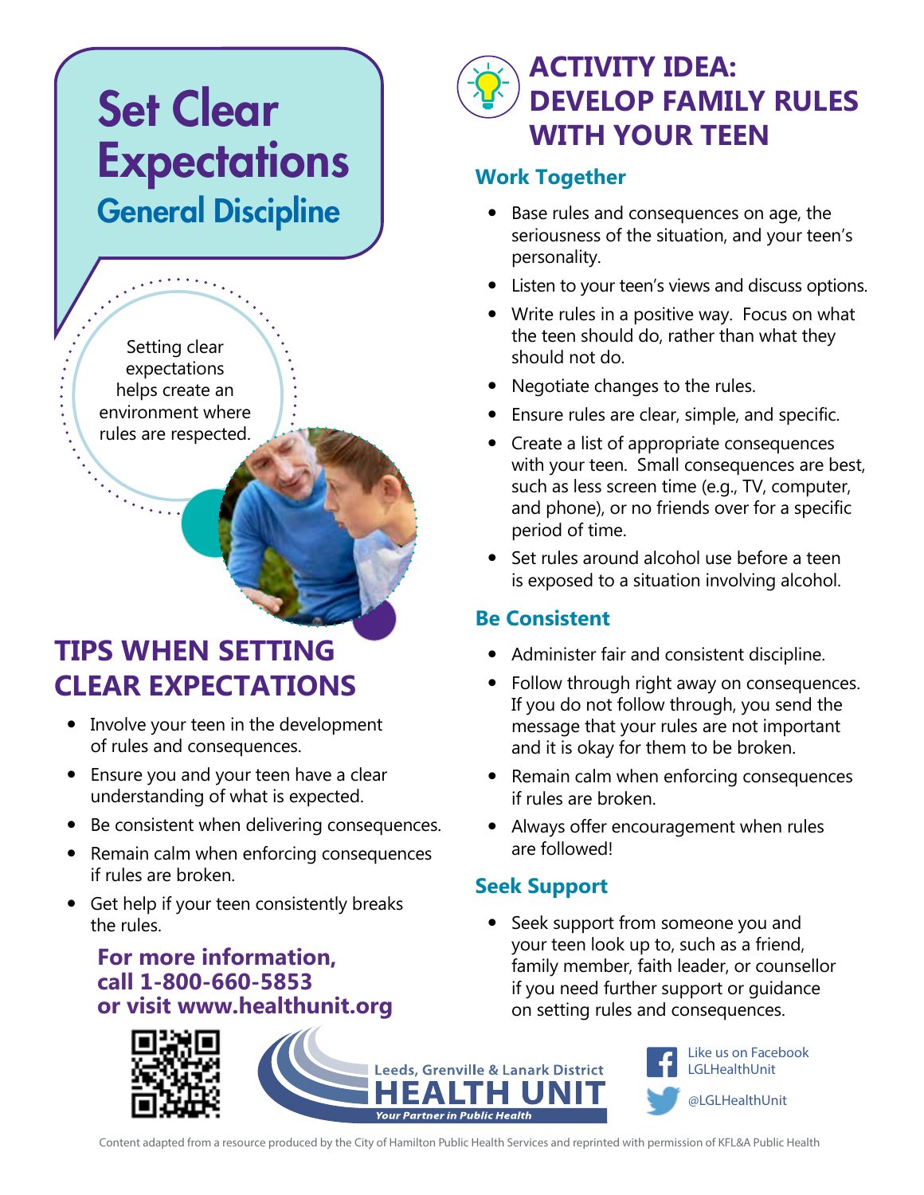# Set Clear Expectations

## General Discipline

Setting clear expectations helps create an environment where rules are respected.

## TIPS WHEN SETTING CLEAR EXPECTATIONS

- Involve your teen in the development of rules and consequences.
- Ensure you and your teen have a clear understanding of what is expected.
- Be consistent when delivering consequences.
- Remain calm when enforcing consequences if rules are broken.
- Get help if your teen consistently breaks the rules.

**For more information, call 1-800-660-5853 or visit www.healthunit.org**

## ACTIVITY IDEA: DEVELOP FAMILY RULES WITH YOUR TEEN

### Work Together

- Base rules and consequences on age, the seriousness of the situation, and your teen's personality.
- Listen to your teen's views and discuss options.
- Write rules in a positive way. Focus on what the teen should do, rather than what they should not do.
- Negotiate changes to the rules.
- Ensure rules are clear, simple, and specific.
- Create a list of appropriate consequences with your teen. Small consequences are best, such as less screen time (e.g., TV, computer, and phone), or no friends over for a specific period of time.
- Set rules around alcohol use before a teen is exposed to a situation involving alcohol.

### Be Consistent

- Administer fair and consistent discipline.
- Follow through right away on consequences. If you do not follow through, you send the message that your rules are not important and it is okay for them to be broken.
- Remain calm when enforcing consequences if rules are broken.
- Always offer encouragement when rules are followed!

### Seek Support

- Seek support from someone you and your teen look up to, such as a friend, family member, faith leader, or counsellor if you need further support or guidance on setting rules and consequences.

Leeds, Grenville & Lanark District HEALTH UNIT
*Your Partner in Public Health*

Like us on Facebook LGLHealthUnit

@LGLHealthUnit

Content adapted from a resource produced by the City of Hamilton Public Health Services and reprinted with permission of KFL&A Public Health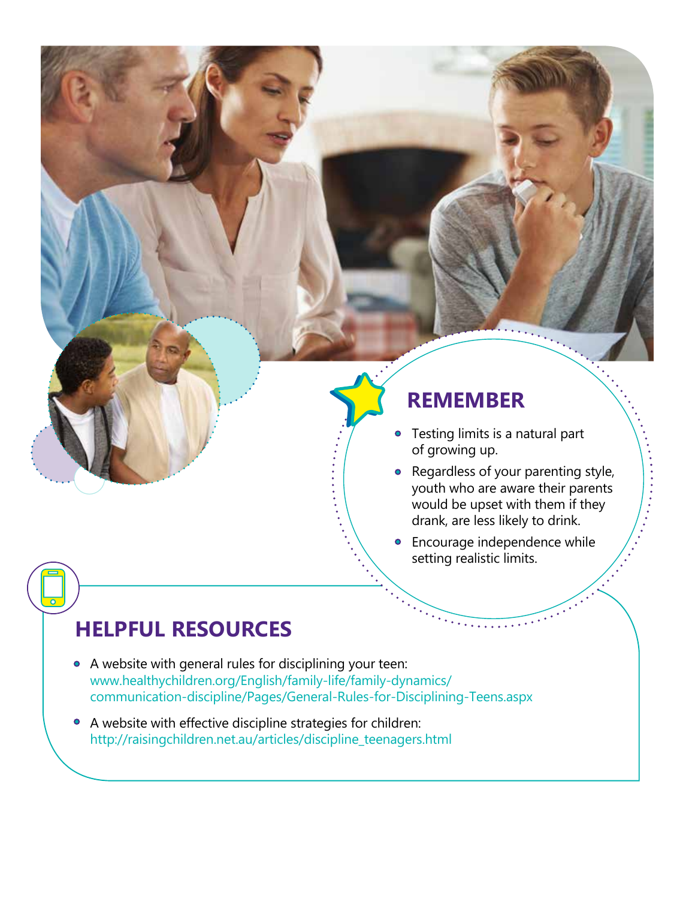## REMEMBER

- Testing limits is a natural part of growing up.
- Regardless of your parenting style, youth who are aware their parents would be upset with them if they drank, are less likely to drink.
- Encourage independence while setting realistic limits.

## HELPFUL RESOURCES

- A website with general rules for disciplining your teen: www.healthychildren.org/English/family-life/family-dynamics/communication-discipline/Pages/General-Rules-for-Disciplining-Teens.aspx
- A website with effective discipline strategies for children: http://raisingchildren.net.au/articles/discipline_teenagers.html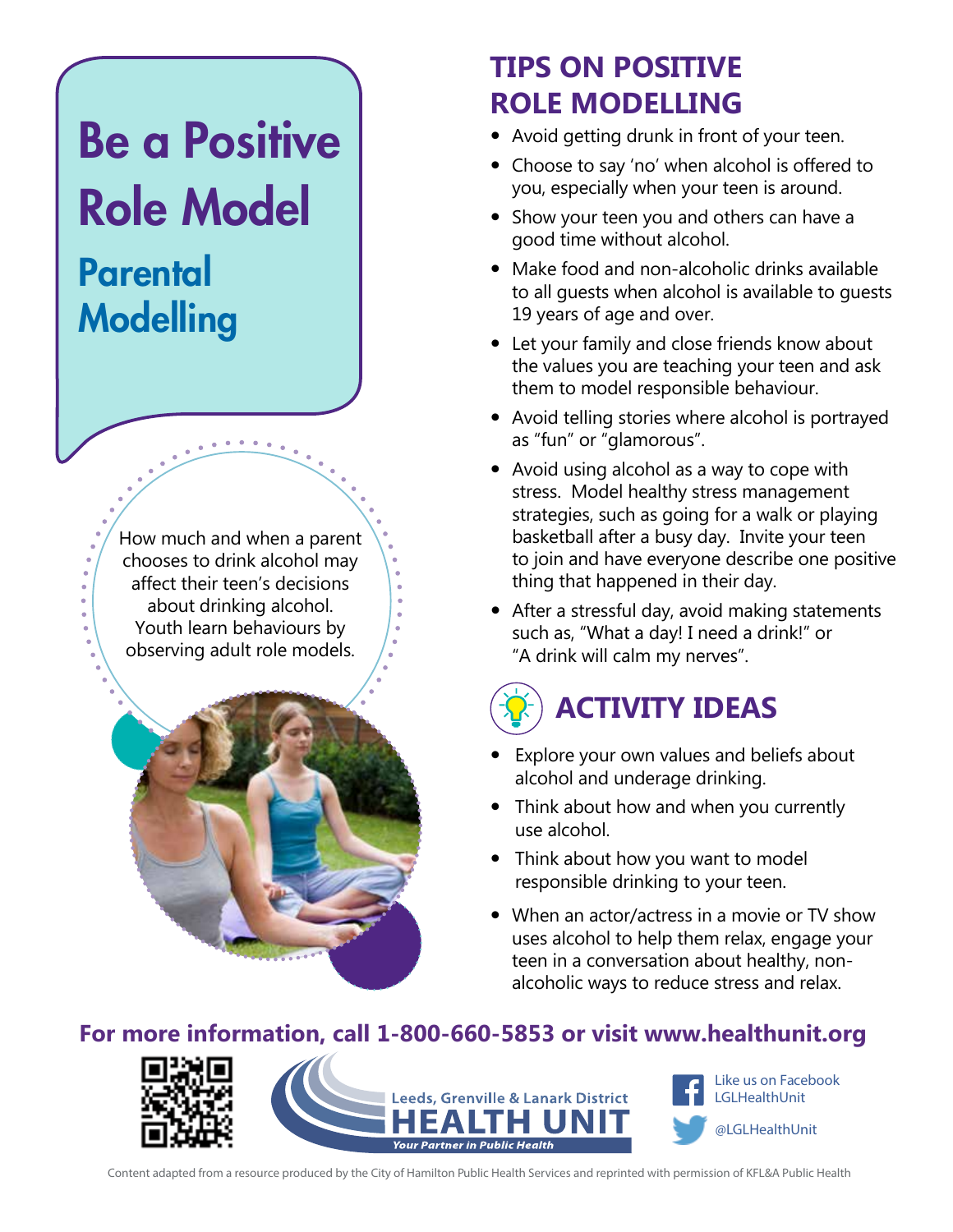# Be a Positive Role Model

## Parental Modelling

How much and when a parent chooses to drink alcohol may affect their teen's decisions about drinking alcohol. Youth learn behaviours by observing adult role models.

## TIPS ON POSITIVE ROLE MODELLING

- Avoid getting drunk in front of your teen.
- Choose to say 'no' when alcohol is offered to you, especially when your teen is around.
- Show your teen you and others can have a good time without alcohol.
- Make food and non-alcoholic drinks available to all guests when alcohol is available to guests 19 years of age and over.
- Let your family and close friends know about the values you are teaching your teen and ask them to model responsible behaviour.
- Avoid telling stories where alcohol is portrayed as "fun" or "glamorous".
- Avoid using alcohol as a way to cope with stress. Model healthy stress management strategies, such as going for a walk or playing basketball after a busy day. Invite your teen to join and have everyone describe one positive thing that happened in their day.
- After a stressful day, avoid making statements such as, "What a day! I need a drink!" or "A drink will calm my nerves".

## ACTIVITY IDEAS

- Explore your own values and beliefs about alcohol and underage drinking.
- Think about how and when you currently use alcohol.
- Think about how you want to model responsible drinking to your teen.
- When an actor/actress in a movie or TV show uses alcohol to help them relax, engage your teen in a conversation about healthy, non-alcoholic ways to reduce stress and relax.

**For more information, call 1-800-660-5853 or visit www.healthunit.org**

Leeds, Grenville & Lanark District HEALTH UNIT
*Your Partner in Public Health*

Like us on Facebook LGLHealthUnit

@LGLHealthUnit

Content adapted from a resource produced by the City of Hamilton Public Health Services and reprinted with permission of KFL&A Public Health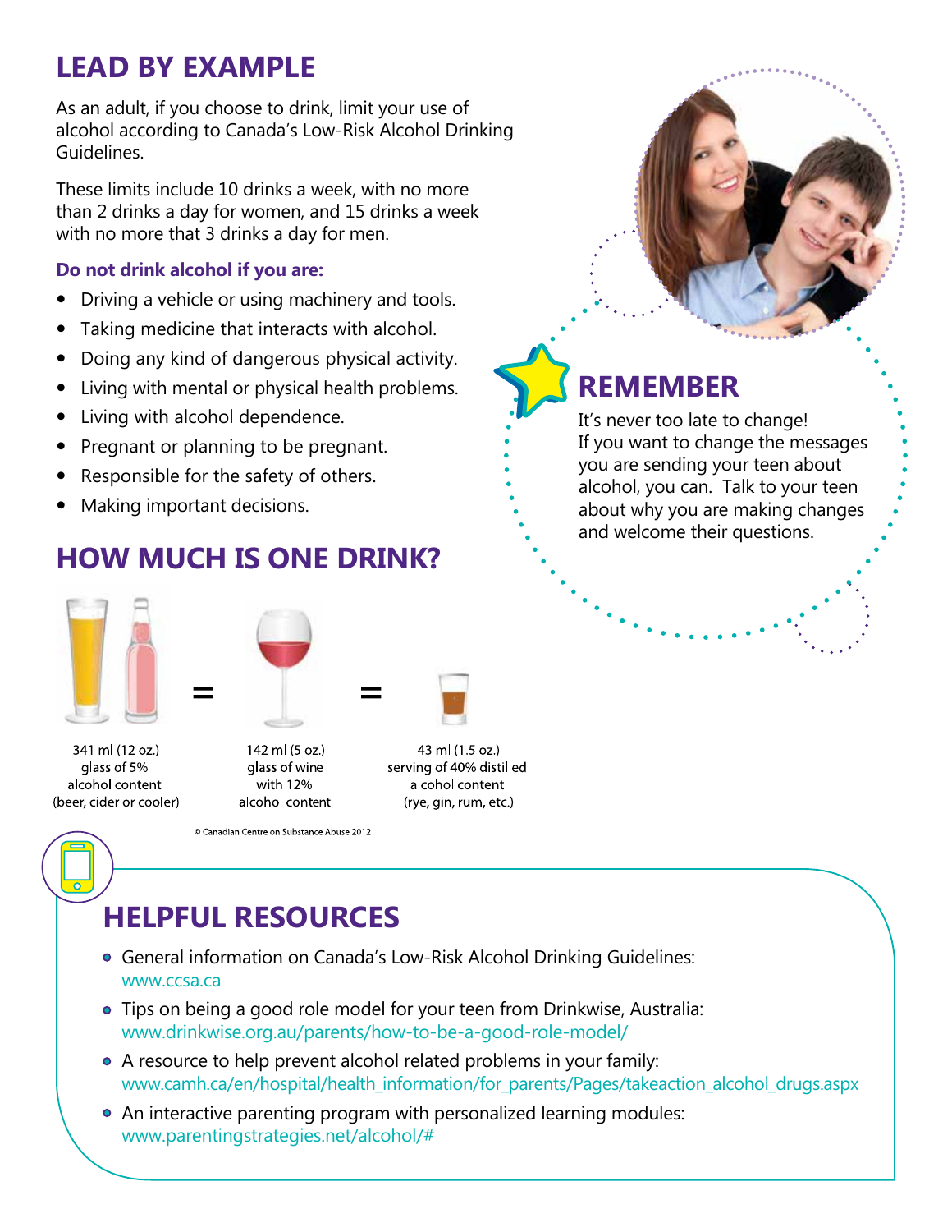## LEAD BY EXAMPLE

As an adult, if you choose to drink, limit your use of alcohol according to Canada's Low-Risk Alcohol Drinking Guidelines.

These limits include 10 drinks a week, with no more than 2 drinks a day for women, and 15 drinks a week with no more that 3 drinks a day for men.

**Do not drink alcohol if you are:**

- Driving a vehicle or using machinery and tools.
- Taking medicine that interacts with alcohol.
- Doing any kind of dangerous physical activity.
- Living with mental or physical health problems.
- Living with alcohol dependence.
- Pregnant or planning to be pregnant.
- Responsible for the safety of others.
- Making important decisions.

## REMEMBER

It's never too late to change! If you want to change the messages you are sending your teen about alcohol, you can. Talk to your teen about why you are making changes and welcome their questions.

## HOW MUCH IS ONE DRINK?

341 ml (12 oz.) glass of 5% alcohol content (beer, cider or cooler) = 142 ml (5 oz.) glass of wine with 12% alcohol content = 43 ml (1.5 oz.) serving of 40% distilled alcohol content (rye, gin, rum, etc.)

© Canadian Centre on Substance Abuse 2012

## HELPFUL RESOURCES

- General information on Canada's Low-Risk Alcohol Drinking Guidelines: www.ccsa.ca
- Tips on being a good role model for your teen from Drinkwise, Australia: www.drinkwise.org.au/parents/how-to-be-a-good-role-model/
- A resource to help prevent alcohol related problems in your family: www.camh.ca/en/hospital/health_information/for_parents/Pages/takeaction_alcohol_drugs.aspx
- An interactive parenting program with personalized learning modules: www.parentingstrategies.net/alcohol/#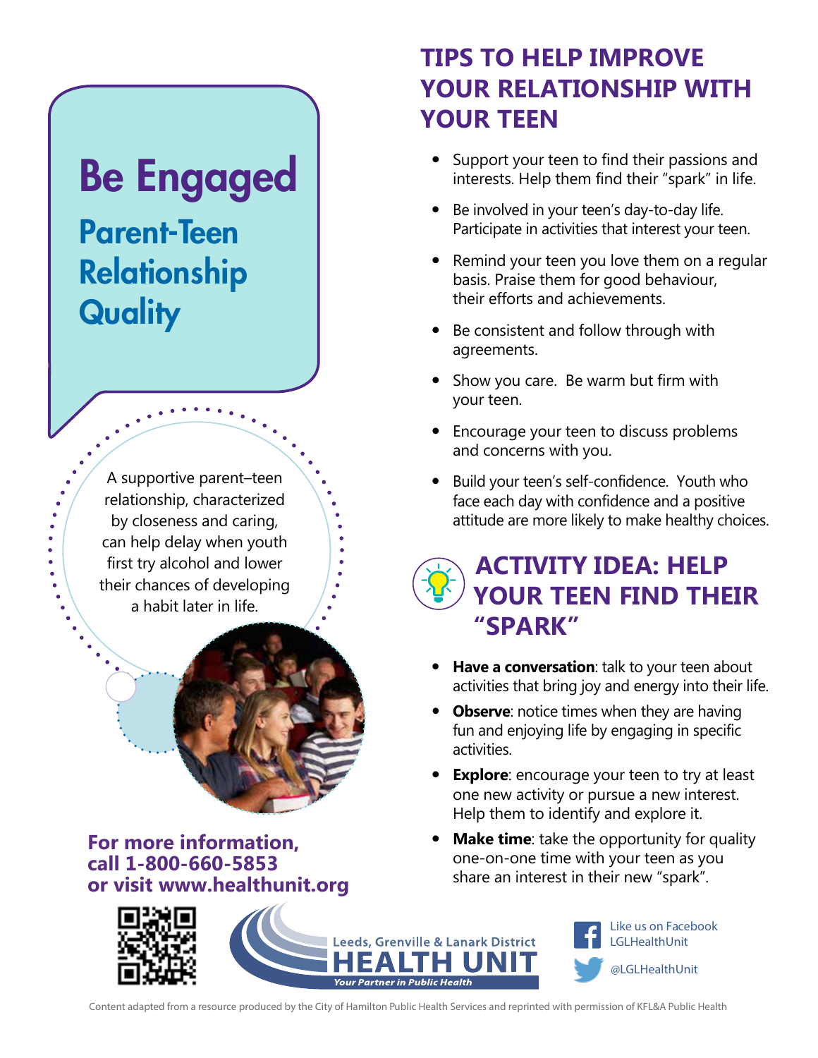# Be Engaged

## Parent-Teen Relationship Quality

A supportive parent–teen relationship, characterized by closeness and caring, can help delay when youth first try alcohol and lower their chances of developing a habit later in life.

**For more information, call 1-800-660-5853 or visit www.healthunit.org**

## TIPS TO HELP IMPROVE YOUR RELATIONSHIP WITH YOUR TEEN

- Support your teen to find their passions and interests. Help them find their "spark" in life.
- Be involved in your teen's day-to-day life. Participate in activities that interest your teen.
- Remind your teen you love them on a regular basis. Praise them for good behaviour, their efforts and achievements.
- Be consistent and follow through with agreements.
- Show you care. Be warm but firm with your teen.
- Encourage your teen to discuss problems and concerns with you.
- Build your teen's self-confidence. Youth who face each day with confidence and a positive attitude are more likely to make healthy choices.

## ACTIVITY IDEA: HELP YOUR TEEN FIND THEIR "SPARK"

- **Have a conversation**: talk to your teen about activities that bring joy and energy into their life.
- **Observe**: notice times when they are having fun and enjoying life by engaging in specific activities.
- **Explore**: encourage your teen to try at least one new activity or pursue a new interest. Help them to identify and explore it.
- **Make time**: take the opportunity for quality one-on-one time with your teen as you share an interest in their new "spark".

Leeds, Grenville & Lanark District HEALTH UNIT
*Your Partner in Public Health*

Like us on Facebook LGLHealthUnit

@LGLHealthUnit

Content adapted from a resource produced by the City of Hamilton Public Health Services and reprinted with permission of KFL&A Public Health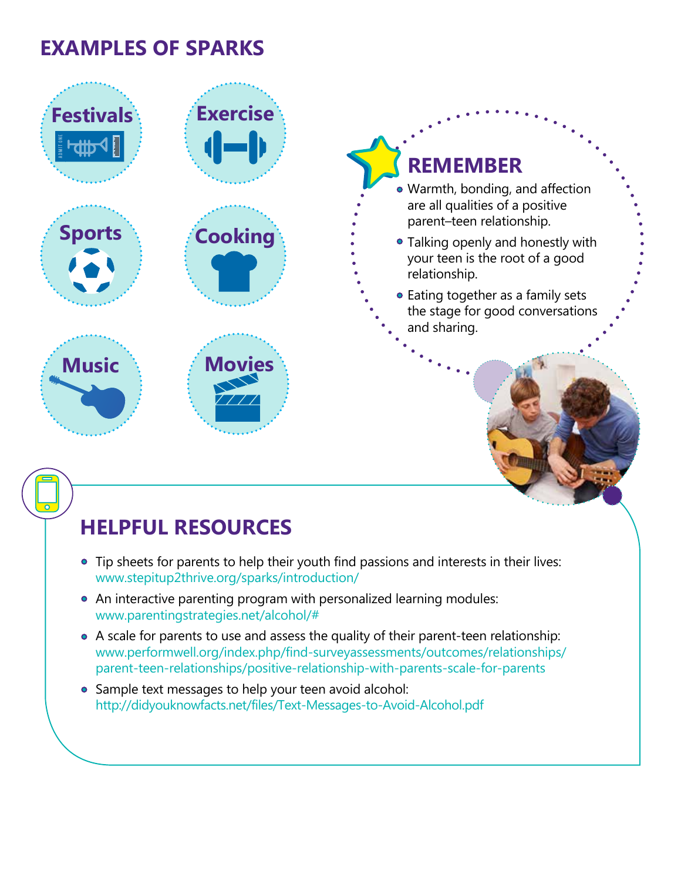## EXAMPLES OF SPARKS

- Festivals
- Exercise
- Sports
- Cooking
- Music
- Movies

## REMEMBER

- Warmth, bonding, and affection are all qualities of a positive parent–teen relationship.
- Talking openly and honestly with your teen is the root of a good relationship.
- Eating together as a family sets the stage for good conversations and sharing.

## HELPFUL RESOURCES

- Tip sheets for parents to help their youth find passions and interests in their lives: www.stepitup2thrive.org/sparks/introduction/
- An interactive parenting program with personalized learning modules: www.parentingstrategies.net/alcohol/#
- A scale for parents to use and assess the quality of their parent-teen relationship: www.performwell.org/index.php/find-surveyassessments/outcomes/relationships/parent-teen-relationships/positive-relationship-with-parents-scale-for-parents
- Sample text messages to help your teen avoid alcohol: http://didyouknowfacts.net/files/Text-Messages-to-Avoid-Alcohol.pdf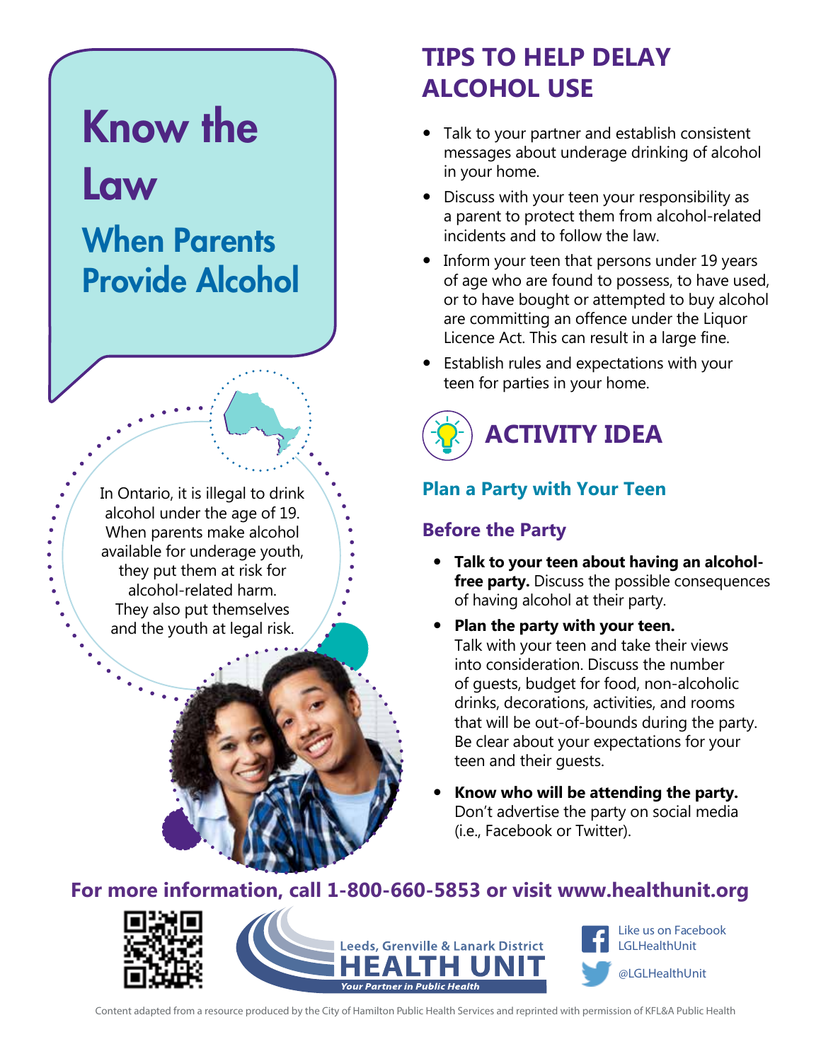# Know the Law

## When Parents Provide Alcohol

In Ontario, it is illegal to drink alcohol under the age of 19. When parents make alcohol available for underage youth, they put them at risk for alcohol-related harm. They also put themselves and the youth at legal risk.

## TIPS TO HELP DELAY ALCOHOL USE

- Talk to your partner and establish consistent messages about underage drinking of alcohol in your home.
- Discuss with your teen your responsibility as a parent to protect them from alcohol-related incidents and to follow the law.
- Inform your teen that persons under 19 years of age who are found to possess, to have used, or to have bought or attempted to buy alcohol are committing an offence under the Liquor Licence Act. This can result in a large fine.
- Establish rules and expectations with your teen for parties in your home.

## ACTIVITY IDEA

### Plan a Party with Your Teen

### Before the Party

- **Talk to your teen about having an alcohol-free party.** Discuss the possible consequences of having alcohol at their party.
- **Plan the party with your teen.** Talk with your teen and take their views into consideration. Discuss the number of guests, budget for food, non-alcoholic drinks, decorations, activities, and rooms that will be out-of-bounds during the party. Be clear about your expectations for your teen and their guests.
- **Know who will be attending the party.** Don't advertise the party on social media (i.e., Facebook or Twitter).

**For more information, call 1-800-660-5853 or visit www.healthunit.org**

Leeds, Grenville & Lanark District HEALTH UNIT
*Your Partner in Public Health*

Like us on Facebook LGLHealthUnit

@LGLHealthUnit

Content adapted from a resource produced by the City of Hamilton Public Health Services and reprinted with permission of KFL&A Public Health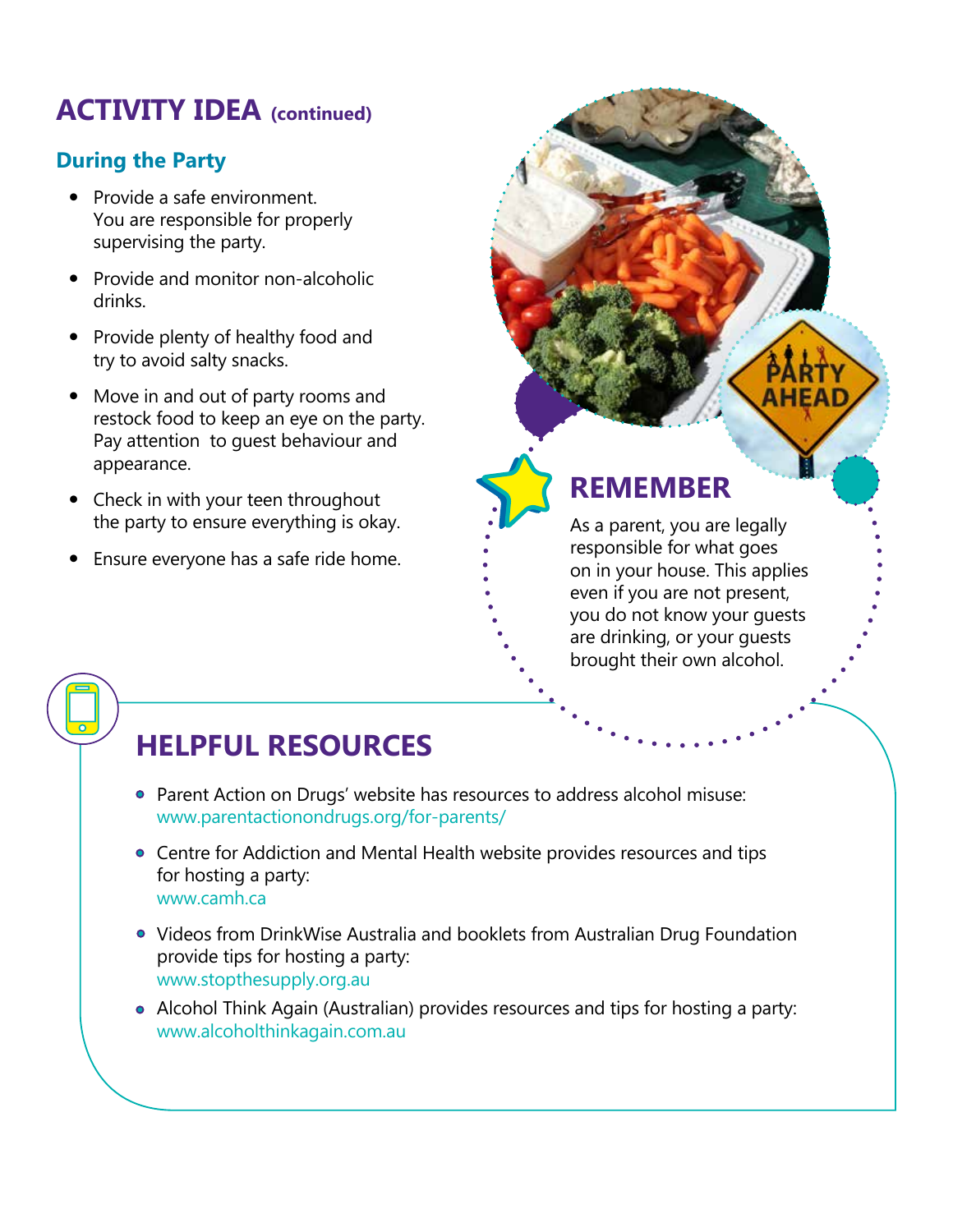## ACTIVITY IDEA (continued)

### During the Party

- Provide a safe environment. You are responsible for properly supervising the party.
- Provide and monitor non-alcoholic drinks.
- Provide plenty of healthy food and try to avoid salty snacks.
- Move in and out of party rooms and restock food to keep an eye on the party. Pay attention to guest behaviour and appearance.
- Check in with your teen throughout the party to ensure everything is okay.
- Ensure everyone has a safe ride home.

### REMEMBER

As a parent, you are legally responsible for what goes on in your house. This applies even if you are not present, you do not know your guests are drinking, or your guests brought their own alcohol.

## HELPFUL RESOURCES

- Parent Action on Drugs' website has resources to address alcohol misuse:
  www.parentactionondrugs.org/for-parents/
- Centre for Addiction and Mental Health website provides resources and tips for hosting a party:
  www.camh.ca
- Videos from DrinkWise Australia and booklets from Australian Drug Foundation provide tips for hosting a party:
  www.stopthesupply.org.au
- Alcohol Think Again (Australian) provides resources and tips for hosting a party:
  www.alcoholthinkagain.com.au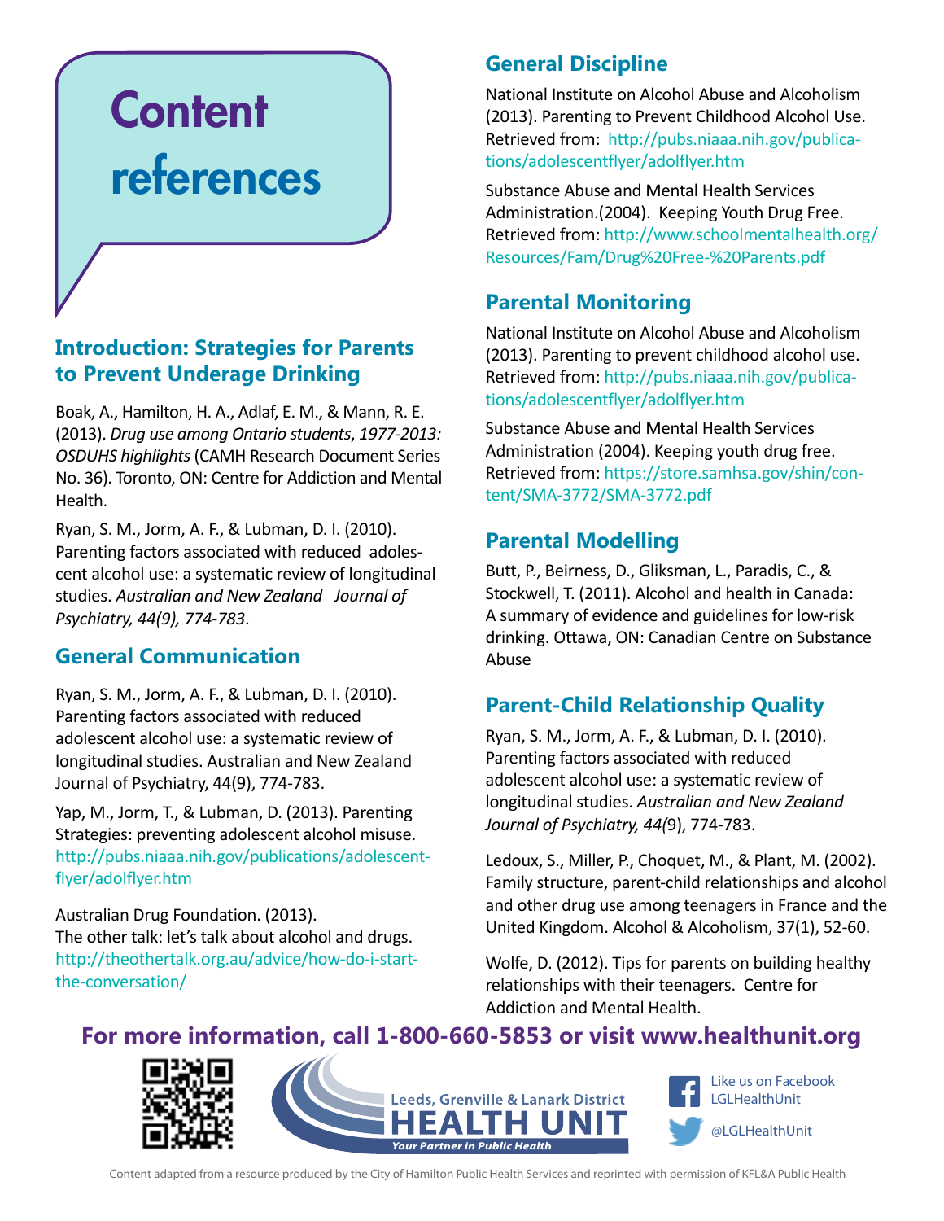# Content references

## Introduction: Strategies for Parents to Prevent Underage Drinking

Boak, A., Hamilton, H. A., Adlaf, E. M., & Mann, R. E. (2013). *Drug use among Ontario students*, *1977-2013: OSDUHS highlights* (CAMH Research Document Series No. 36). Toronto, ON: Centre for Addiction and Mental Health.

Ryan, S. M., Jorm, A. F., & Lubman, D. I. (2010). Parenting factors associated with reduced adolescent alcohol use: a systematic review of longitudinal studies. *Australian and New Zealand Journal of Psychiatry, 44(9), 774-783*.

## General Communication

Ryan, S. M., Jorm, A. F., & Lubman, D. I. (2010). Parenting factors associated with reduced adolescent alcohol use: a systematic review of longitudinal studies. Australian and New Zealand Journal of Psychiatry, 44(9), 774-783.

Yap, M., Jorm, T., & Lubman, D. (2013). Parenting Strategies: preventing adolescent alcohol misuse. http://pubs.niaaa.nih.gov/publications/adolescentflyer/adolflyer.htm

Australian Drug Foundation. (2013).
The other talk: let's talk about alcohol and drugs. http://theothertalk.org.au/advice/how-do-i-start-the-conversation/

## General Discipline

National Institute on Alcohol Abuse and Alcoholism (2013). Parenting to Prevent Childhood Alcohol Use. Retrieved from: http://pubs.niaaa.nih.gov/publications/adolescentflyer/adolflyer.htm

Substance Abuse and Mental Health Services Administration.(2004). Keeping Youth Drug Free. Retrieved from: http://www.schoolmentalhealth.org/Resources/Fam/Drug%20Free-%20Parents.pdf

## Parental Monitoring

National Institute on Alcohol Abuse and Alcoholism (2013). Parenting to prevent childhood alcohol use. Retrieved from: http://pubs.niaaa.nih.gov/publications/adolescentflyer/adolflyer.htm

Substance Abuse and Mental Health Services Administration (2004). Keeping youth drug free. Retrieved from: https://store.samhsa.gov/shin/content/SMA-3772/SMA-3772.pdf

## Parental Modelling

Butt, P., Beirness, D., Gliksman, L., Paradis, C., & Stockwell, T. (2011). Alcohol and health in Canada: A summary of evidence and guidelines for low-risk drinking. Ottawa, ON: Canadian Centre on Substance Abuse

## Parent-Child Relationship Quality

Ryan, S. M., Jorm, A. F., & Lubman, D. I. (2010). Parenting factors associated with reduced adolescent alcohol use: a systematic review of longitudinal studies. *Australian and New Zealand Journal of Psychiatry, 44(*9), 774-783.

Ledoux, S., Miller, P., Choquet, M., & Plant, M. (2002). Family structure, parent-child relationships and alcohol and other drug use among teenagers in France and the United Kingdom. Alcohol & Alcoholism, 37(1), 52-60.

Wolfe, D. (2012). Tips for parents on building healthy relationships with their teenagers. Centre for Addiction and Mental Health.

**For more information, call 1-800-660-5853 or visit www.healthunit.org**

Leeds, Grenville & Lanark District HEALTH UNIT — Your Partner in Public Health

Like us on Facebook LGLHealthUnit

@LGLHealthUnit

Content adapted from a resource produced by the City of Hamilton Public Health Services and reprinted with permission of KFL&A Public Health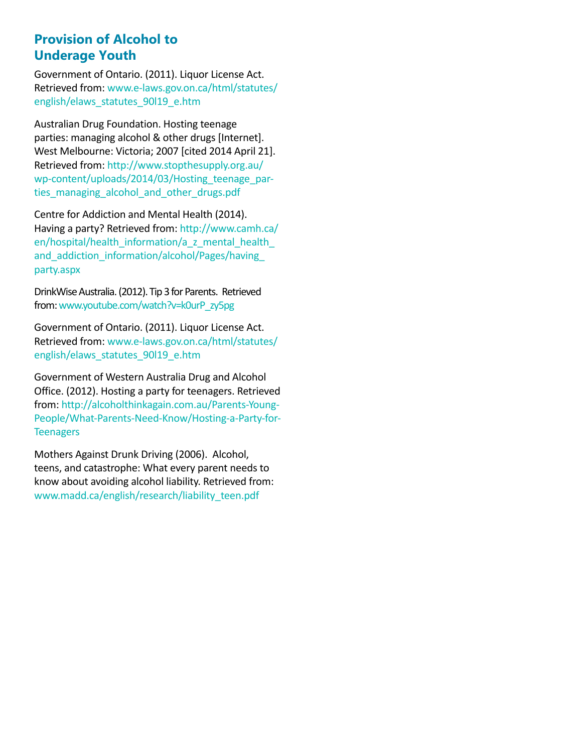## Provision of Alcohol to Underage Youth

Government of Ontario. (2011). Liquor License Act. Retrieved from: www.e-laws.gov.on.ca/html/statutes/english/elaws_statutes_90l19_e.htm

Australian Drug Foundation. Hosting teenage parties: managing alcohol & other drugs [Internet]. West Melbourne: Victoria; 2007 [cited 2014 April 21]. Retrieved from: http://www.stopthesupply.org.au/wp-content/uploads/2014/03/Hosting_teenage_parties_managing_alcohol_and_other_drugs.pdf

Centre for Addiction and Mental Health (2014). Having a party? Retrieved from: http://www.camh.ca/en/hospital/health_information/a_z_mental_health_and_addiction_information/alcohol/Pages/having_party.aspx

DrinkWise Australia. (2012). Tip 3 for Parents. Retrieved from: www.youtube.com/watch?v=k0urP_zy5pg

Government of Ontario. (2011). Liquor License Act. Retrieved from: www.e-laws.gov.on.ca/html/statutes/english/elaws_statutes_90l19_e.htm

Government of Western Australia Drug and Alcohol Office. (2012). Hosting a party for teenagers. Retrieved from: http://alcoholthinkagain.com.au/Parents-Young-People/What-Parents-Need-Know/Hosting-a-Party-for-Teenagers

Mothers Against Drunk Driving (2006). Alcohol, teens, and catastrophe: What every parent needs to know about avoiding alcohol liability. Retrieved from: www.madd.ca/english/research/liability_teen.pdf